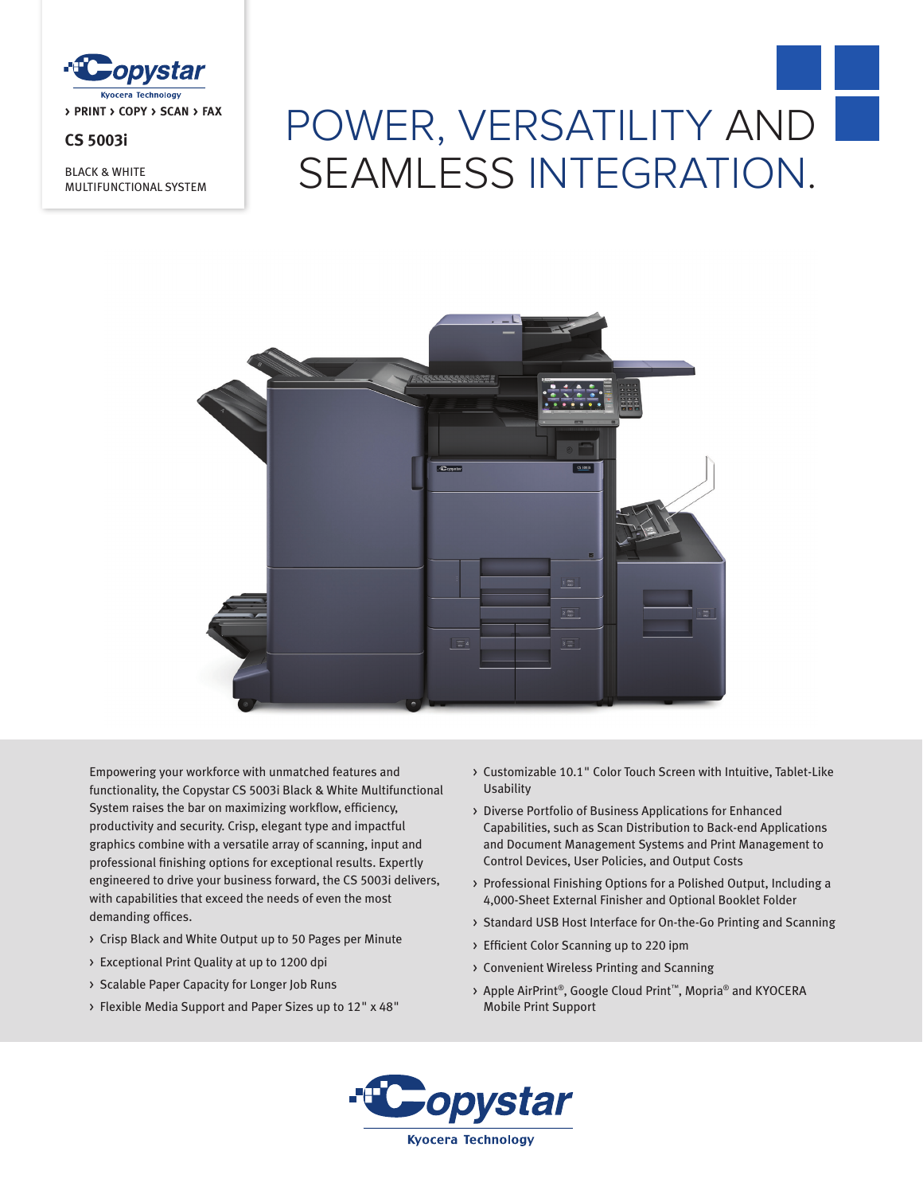Copystar
Kyocera Technology

› PRINT › COPY › SCAN › FAX

**CS 5003i**

BLACK & WHITE
MULTIFUNCTIONAL SYSTEM

# POWER, VERSATILITY AND SEAMLESS INTEGRATION.

Empowering your workforce with unmatched features and functionality, the Copystar CS 5003i Black & White Multifunctional System raises the bar on maximizing workflow, efficiency, productivity and security. Crisp, elegant type and impactful graphics combine with a versatile array of scanning, input and professional finishing options for exceptional results. Expertly engineered to drive your business forward, the CS 5003i delivers, with capabilities that exceed the needs of even the most demanding offices.

- Crisp Black and White Output up to 50 Pages per Minute
- Exceptional Print Quality at up to 1200 dpi
- Scalable Paper Capacity for Longer Job Runs
- Flexible Media Support and Paper Sizes up to 12" x 48"
- Customizable 10.1" Color Touch Screen with Intuitive, Tablet-Like Usability
- Diverse Portfolio of Business Applications for Enhanced Capabilities, such as Scan Distribution to Back-end Applications and Document Management Systems and Print Management to Control Devices, User Policies, and Output Costs
- Professional Finishing Options for a Polished Output, Including a 4,000-Sheet External Finisher and Optional Booklet Folder
- Standard USB Host Interface for On-the-Go Printing and Scanning
- Efficient Color Scanning up to 220 ipm
- Convenient Wireless Printing and Scanning
- Apple AirPrint®, Google Cloud Print™, Mopria® and KYOCERA Mobile Print Support

Copystar
Kyocera Technology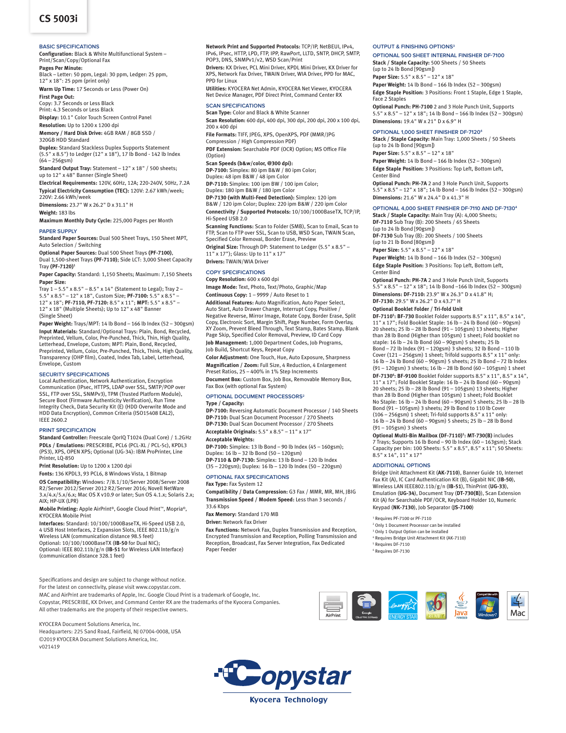# CS 5003i

## BASIC SPECIFICATIONS

**Configuration:** Black & White Multifunctional System – Print/Scan/Copy/Optional Fax

**Pages Per Minute:** Black – Letter: 50 ppm, Legal: 30 ppm, Ledger: 25 ppm, 12" x 18": 25 ppm (print only)

**Warm Up Time:** 17 Seconds or Less (Power On)

**First Page Out:** Copy: 3.7 Seconds or Less Black
Print: 4.3 Seconds or Less Black

**Display:** 10.1" Color Touch Screen Control Panel

**Resolution:** Up to 1200 x 1200 dpi

**Memory / Hard Disk Drive:** 4GB RAM / 8GB SSD / 320GB HDD Standard

**Duplex:** Standard Stackless Duplex Supports Statement (5.5" x 8.5") to Ledger (12" x 18"), 17 lb Bond - 142 lb Index (64 – 256gsm)

**Standard Output Tray:** Statement – 12" x 18" / 500 sheets; up to 12" x 48" Banner (Single Sheet)

**Electrical Requirements:** 120V, 60Hz, 12A; 220-240V, 50Hz, 7.2A

**Typical Electricity Consumption (TEC):** 120V: 2.67 kWh/week; 220V: 2.66 kWh/week

**Dimensions:** 23.7" W x 26.2" D x 31.1" H

**Weight:** 183 lbs

**Maximum Monthly Duty Cycle:** 225,000 Pages per Month

## PAPER SUPPLY

**Standard Paper Sources:** Dual 500 Sheet Trays, 150 Sheet MPT, Auto Selection / Switching

**Optional Paper Sources:** Dual 500 Sheet Trays **(PF-7100)**, Dual 1,500-sheet Trays **(PF-7110)**; Side LCT: 3,000 Sheet Capacity Tray **(PF-7120)**[1]

**Paper Capacity:** Standard: 1,150 Sheets; Maximum: 7,150 Sheets

**Paper Size:** Tray 1 – 5.5" x 8.5" – 8.5" x 14" (Statement to Legal); Tray 2 – 5.5" x 8.5" – 12" x 18", Custom Size; **PF-7100:** 5.5" x 8.5" – 12" x 18"; **PF-7110, PF-7120:** 8.5" x 11"; **MPT:** 5.5" x 8.5" – 12" x 18" (Multiple Sheets); Up to 12" x 48" Banner (Single Sheet)

**Paper Weight:** Trays/MPT: 14 lb Bond – 166 lb Index (52 – 300gsm)

**Input Materials:** Standard/Optional Trays: Plain, Bond, Recycled, Preprinted, Vellum, Color, Pre-Punched, Thick, Thin, High Quality, Letterhead, Envelope, Custom; MPT: Plain, Bond, Recycled, Preprinted, Vellum, Color, Pre-Punched, Thick, Think, High Quality, Transparency (OHP film), Coated, Index Tab, Label, Letterhead, Envelope, Custom

## SECURITY SPECIFICATIONS

Local Authentication, Network Authentication, Encryption Communication (IPsec, HTTPS, LDAP over SSL, SMTP/POP over SSL, FTP over SSL, SNMPv3), TPM (Trusted Platform Module), Secure Boot (Firmware Authenticity Verification), Run Time Integrity Check, Data Security Kit (E) (HDD Overwrite Mode and HDD Data Encryption), Common Criteria (ISO15408 EAL2), IEEE 2600.2

## PRINT SPECIFICATION

**Standard Controller:** Freescale QorIQ T1024 (Dual Core) / 1.2GHz

**PDLs / Emulations:** PRESCRIBE, PCL6 (PCL-XL / PCL-5c), KPDL3 (PS3), XPS, OPEN XPS; Optional (UG-34): IBM ProPrinter, Line Printer, LQ-850

**Print Resolution:** Up to 1200 x 1200 dpi

**Fonts:** 136 KPDL3, 93 PCL6, 8 Windows Vista, 1 Bitmap

**OS Compatibility:** Windows: 7/8.1/10/Server 2008/Server 2008 R2/Server 2012/Server 2012 R2/Server 2016; Novell NetWare 3.x/4.x/5.x/6.x; Mac OS X v10.9 or later; Sun OS 4.1.x; Solaris 2.x; AIX; HP-UX (LPR)

**Mobile Printing:** Apple AirPrint®, Google Cloud Print™, Mopria®, KYOCERA Mobile Print

**Interfaces:** Standard: 10/100/1000BaseTX, Hi-Speed USB 2.0, 4 USB Host Interfaces, 2 Expansion Slots, IEEE 802.11b/g/n Wireless LAN (communication distance 98.5 feet)
Optional: 10/100/1000BaseTX (**IB-50** for Dual NIC);
Optional: IEEE 802.11b/g/n (**IB-51** for Wireless LAN Interface) (communication distance 328.1 feet)

**Network Print and Supported Protocols:** TCP/IP, NetBEUI, IPv4, IPv6, IPsec, HTTP, LPD, FTP, IPP, RawPort, LLTD, SNTP, DHCP, SMTP, POP3, DNS, SNMPv1/v2, WSD Scan/Print

**Drivers:** KX Driver, PCL Mini Driver, KPDL Mini Driver, KX Driver for XPS, Network Fax Driver, TWAIN Driver, WIA Driver, PPD for MAC, PPD for Linux

**Utilities:** KYOCERA Net Admin, KYOCERA Net Viewer, KYOCERA Net Device Manager, PDF Direct Print, Command Center RX

## SCAN SPECIFICATIONS

**Scan Type:** Color and Black & White Scanner

**Scan Resolution:** 600 dpi, 400 dpi, 300 dpi, 200 dpi, 200 x 100 dpi, 200 x 400 dpi

**File Formats:** TIFF, JPEG, XPS, OpenXPS, PDF (MMR/JPG Compression / High Compression PDF)

**PDF Extension:** Searchable PDF (OCR) Option; MS Office File (Option)

**Scan Speeds (b&w/color, @300 dpi):**
**DP-7100:** Simplex: 80 ipm B&W / 80 ipm Color; Duplex: 48 ipm B&W / 48 ipm Color
**DP-7110:** Simplex: 100 ipm BW / 100 ipm Color; Duplex: 180 ipm B&W / 180 ipm Color
**DP-7130 (with Multi-Feed Detection):** Simplex: 120 ipm B&W / 120 ipm Color; Duplex: 220 ipm B&W / 220 ipm Color

**Connectivity / Supported Protocols:** 10/100/1000BaseTX, TCP/IP, Hi-Speed USB 2.0

**Scanning Functions:** Scan to Folder (SMB), Scan to Email, Scan to FTP, Scan to FTP over SSL, Scan to USB, WSD Scan, TWAIN Scan, Specified Color Removal, Border Erase, Preview

**Original Size:** Through DP: Statement to Ledger (5.5" x 8.5" – 11" x 17"); Glass: Up to 11" x 17"

**Drivers:** TWAIN/WIA Driver

## COPY SPECIFICATIONS

**Copy Resolution:** 600 x 600 dpi

**Image Mode:** Text, Photo, Text/Photo, Graphic/Map

**Continuous Copy:** 1 – 9999 / Auto Reset to 1

**Additional Features:** Auto Magnification, Auto Paper Select, Auto Start, Auto Drawer Change, Interrupt Copy, Positive / Negative Reverse, Mirror Image, Rotate Copy, Border Erase, Split Copy, Electronic Sort, Margin Shift, Page Number, Form Overlay, XY Zoom, Prevent Bleed Through, Text Stamp, Bates Stamp, Blank Page Skip, Specified Color Removal, Preview, ID Card Copy

**Job Management:** 1,000 Department Codes, Job Programs, Job Build, Shortcut Keys, Repeat Copy

**Color Adjustment:** One Touch, Hue, Auto Exposure, Sharpness

**Magnification / Zoom:** Full Size, 4 Reduction, 4 Enlargement Preset Ratios, 25 – 400% in 1% Step Increments

**Document Box:** Custom Box, Job Box, Removable Memory Box, Fax Box (with optional Fax System)

## OPTIONAL DOCUMENT PROCESSORS[2]

**Type / Capacity:**
**DP-7100:** Reversing Automatic Document Processor / 140 Sheets
**DP-7110:** Dual Scan Document Processor / 270 Sheets
**DP-7130:** Dual Scan Document Processor / 270 Sheets

**Acceptable Originals:** 5.5" x 8.5" – 11" x 17"

**Acceptable Weights:**
**DP-7100:** Simplex: 13 lb Bond – 90 lb Index (45 – 160gsm); Duplex: 16 lb – 32 lb Bond (50 – 120gsm)
**DP-7110 & DP-7130:** Simplex: 13 lb Bond – 120 lb Index (35 – 220gsm); Duplex: 16 lb – 120 lb Index (50 – 220gsm)

## OPTIONAL FAX SPECIFICATIONS

**Fax Type:** Fax System 12

**Compatibility / Data Compression:** G3 Fax / MMR, MR, MH, JBIG

**Transmission Speed / Modem Speed:** Less than 3 seconds / 33.6 Kbps

**Fax Memory:** Standard 170 MB

**Driver:** Network Fax Driver

**Fax Functions:** Network Fax, Duplex Transmission and Reception, Encrypted Transmission and Reception, Polling Transmission and Reception, Broadcast, Fax Server Integration, Fax Dedicated Paper Feeder

## OUTPUT & FINISHING OPTIONS[3]

### OPTIONAL 500 SHEET INTERNAL FINISHER DF-7100

**Stack / Staple Capacity:** 500 Sheets / 50 Sheets (up to 24 lb Bond [90gsm])

**Paper Size:** 5.5" x 8.5" – 12" x 18"

**Paper Weight:** 14 lb Bond – 166 lb Index (52 – 300gsm)

**Edge Staple Position:** 3 Positions: Front 1 Staple, Edge 1 Staple, Face 2 Staples

**Optional Punch: PH-7100** 2 and 3 Hole Punch Unit, Supports 5.5" x 8.5" – 12" x 18"; 14 lb Bond – 166 lb Index (52 – 300gsm)

**Dimensions:** 19.4" W x 21" D x 6.9" H

### OPTIONAL 1,000 SHEET FINISHER DF-7120[4]

**Stack / Staple Capacity:** Main Tray: 1,000 Sheets / 50 Sheets (up to 24 lb Bond [90gsm])

**Paper Size:** 5.5" x 8.5" – 12" x 18"

**Paper Weight:** 14 lb Bond – 166 lb Index (52 – 300gsm)

**Edge Staple Position:** 3 Positions: Top Left, Bottom Left, Center Bind

**Optional Punch: PH-7A** 2 and 3 Hole Punch Unit, Supports 5.5" x 8.5" – 12" x 18"; 14 lb Bond – 166 lb Index (52 – 300gsm)

**Dimensions:** 21.6" W x 24.4" D x 41.3" H

### OPTIONAL 4,000 SHEET FINISHER DF-7110 AND DF-7130[4]

**Stack / Staple Capacity:** Main Tray (A): 4,000 Sheets;
**DF-7110** Sub Tray (B): 200 Sheets / 65 Sheets (up to 24 lb Bond [90gsm])
**DF-7130** Sub Tray (B): 200 Sheets / 100 Sheets (up to 21 lb Bond [80gsm])

**Paper Size:** 5.5" x 8.5" – 12" x 18"

**Paper Weight:** 14 lb Bond – 166 lb Index (52 – 300gsm)

**Edge Staple Position:** 3 Positions: Top Left, Bottom Left, Center Bind

**Optional Punch: PH-7A** 2 and 3 Hole Punch Unit, Supports 5.5" x 8.5" – 12" x 18"; 14 lb Bond –166 lb Index (52 – 300gsm)

**Dimensions: DF-7110:** 23.9" W x 26.3" D x 41.8" H;
**DF-7130:** 29.5" W x 26.2" D x 43.7" H

**Optional Booklet Folder / Tri-fold Unit**

**DF-7110**[5]**: BF-730** Booklet Folder supports 8.5" x 11", 8.5" x 14", 11" x 17"; Fold Booklet Staple: 16 lb – 24 lb Bond (60 – 90gsm) 20 sheets; 25 lb – 28 lb Bond (91 – 105gsm) 13 sheets; Higher than 28 lb Bond (Higher than 105gsm) 1 sheet; Fold booklet no staple: 16 lb – 24 lb Bond (60 – 90gsm) 5 sheets; 25 lb Bond – 72 lb Index (91 – 120gsm) 3 sheets; 32 lb Bond – 110 lb Cover (121 – 256gsm) 1 sheet; Trifold supports 8.5" x 11" only: 16 lb – 24 lb Bond (60 – 90gsm) 5 sheets; 25 lb Bond – 72 lb Index (91 – 120gsm) 3 sheets; 16 lb – 28 lb Bond (60 – 105gsm) 1 sheet

**DF-7130**[6]**: BF-9100** Booklet Folder supports 8.5" x 11", 8.5" x 14", 11" x 17"; Fold Booklet Staple: 16 lb – 24 lb Bond (60 – 90gsm) 20 sheets; 25 lb – 28 lb Bond (91 – 105gsm) 13 sheets; Higher than 28 lb Bond (Higher than 105gsm) 1 sheet; Fold Booklet No Staple: 16 lb – 24 lb Bond (60 – 90gsm) 5 sheets; 25 lb – 28 lb Bond (91 – 105gsm) 3 sheets; 29 lb Bond to 110 lb Cover (106 – 256gsm) 1 sheet; Tri-fold supports 8.5" x 11" only: 16 lb – 24 lb Bond (60 – 90gsm) 5 sheets; 25 lb – 28 lb Bond (91 – 105gsm) 3 sheets

**Optional Multi-Bin Mailbox (DF-7110)**[5]**: MT-730(B)** includes 7 Trays; Supports 16 lb Bond – 90 lb Index (60 – 163gsm); Stack Capacity per bin: 100 Sheets: 5.5" x 8.5", 8.5" x 11"; 50 Sheets: 8.5" x 14", 11" x 17"

## ADDITIONAL OPTIONS

Bridge Unit Attachment Kit (**AK-7110**), Banner Guide 10, Internet Fax Kit (A), IC Card Authentication Kit (B), Gigabit NIC (**IB-50**), Wireless LAN IEEE802.11b/g/n (**IB-51**), ThinPrint (**UG-33**), Emulation (**UG-34**), Document Tray (**DT-730(B)**), Scan Extension Kit (A) for Searchable PDF/OCR, Keyboard Holder 10, Numeric Keypad (**NK-7130**), Job Separator (**JS-7100**)

[1] Requires PF-7100 or PF-7110
[2] Only 1 Document Processor can be installed
[3] Only 1 Output Option can be installed
[4] Requires Bridge Unit Attachment Kit (AK-7110)
[5] Requires DF-7110
[6] Requires DF-7130

Specifications and design are subject to change without notice.
For the latest on connectivity, please visit www.copystar.com.
MAC and AirPrint are trademarks of Apple, Inc. Google Cloud Print is a trademark of Google, Inc.
Copystar, PRESCRIBE, KX Driver, and Command Center RX are the trademarks of the Kyocera Companies.
All other trademarks are the property of their respective owners.

KYOCERA Document Solutions America, Inc.
Headquarters: 225 Sand Road, Fairfield, NJ 07004-0008, USA
©2019 KYOCERA Document Solutions America, Inc.
v021419

Copystar
Kyocera Technology